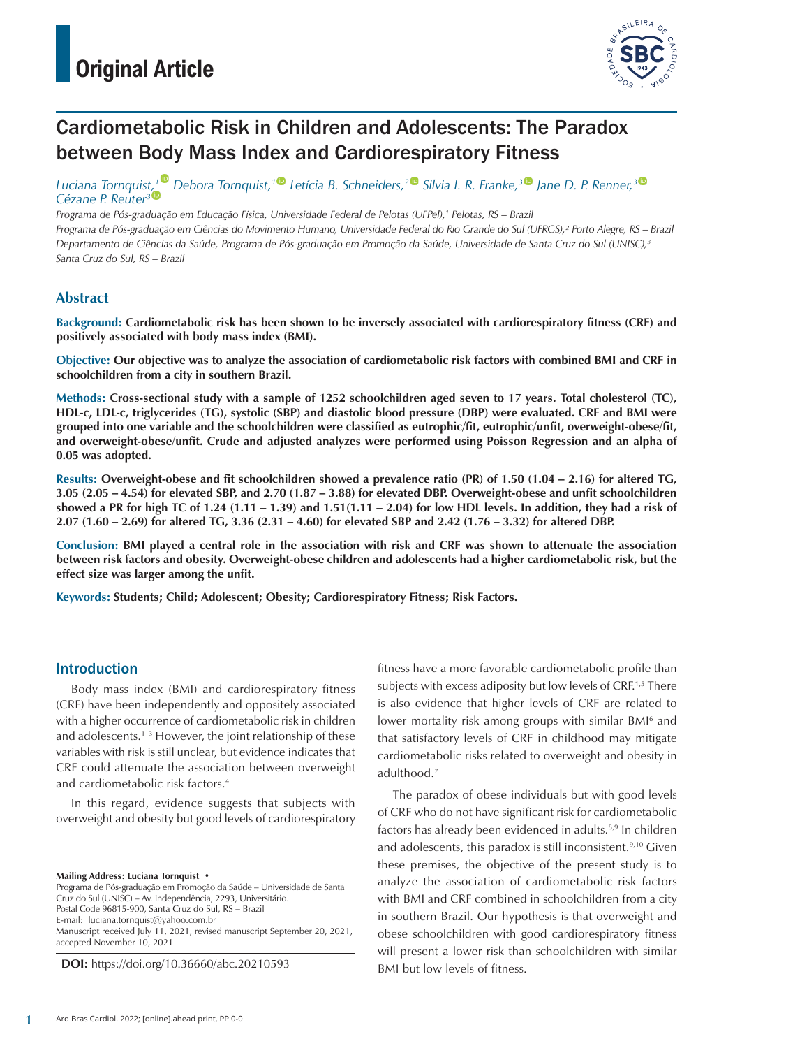# Original Article

# Cardiometabolic Risk in Children and Adolescents: The Paradox between Body Mass Index and Cardiorespiratory Fitness

*Luciana Tornquist,[1] Debora Tornquist,[1] Letícia B. Schneiders,[2] Silvia I. R. Franke,[3] Jane D. P. Renner,[3] Cézane P. Reuter[3]*

*Programa de Pós-graduação em Educação Física, Universidade Federal de Pelotas (UFPel),[1] Pelotas, RS – Brazil*
*Programa de Pós-graduação em Ciências do Movimento Humano, Universidade Federal do Rio Grande do Sul (UFRGS),[2] Porto Alegre, RS – Brazil*
*Departamento de Ciências da Saúde, Programa de Pós-graduação em Promoção da Saúde, Universidade de Santa Cruz do Sul (UNISC),[3] Santa Cruz do Sul, RS – Brazil*

## Abstract

**Background: Cardiometabolic risk has been shown to be inversely associated with cardiorespiratory fitness (CRF) and positively associated with body mass index (BMI).**

**Objective: Our objective was to analyze the association of cardiometabolic risk factors with combined BMI and CRF in schoolchildren from a city in southern Brazil.**

**Methods: Cross-sectional study with a sample of 1252 schoolchildren aged seven to 17 years. Total cholesterol (TC), HDL-c, LDL-c, triglycerides (TG), systolic (SBP) and diastolic blood pressure (DBP) were evaluated. CRF and BMI were grouped into one variable and the schoolchildren were classified as eutrophic/fit, eutrophic/unfit, overweight-obese/fit, and overweight-obese/unfit. Crude and adjusted analyzes were performed using Poisson Regression and an alpha of 0.05 was adopted.**

**Results: Overweight-obese and fit schoolchildren showed a prevalence ratio (PR) of 1.50 (1.04 – 2.16) for altered TG, 3.05 (2.05 – 4.54) for elevated SBP, and 2.70 (1.87 – 3.88) for elevated DBP. Overweight-obese and unfit schoolchildren showed a PR for high TC of 1.24 (1.11 – 1.39) and 1.51(1.11 – 2.04) for low HDL levels. In addition, they had a risk of 2.07 (1.60 – 2.69) for altered TG, 3.36 (2.31 – 4.60) for elevated SBP and 2.42 (1.76 – 3.32) for altered DBP.**

**Conclusion: BMI played a central role in the association with risk and CRF was shown to attenuate the association between risk factors and obesity. Overweight-obese children and adolescents had a higher cardiometabolic risk, but the effect size was larger among the unfit.**

**Keywords: Students; Child; Adolescent; Obesity; Cardiorespiratory Fitness; Risk Factors.**

## Introduction

Body mass index (BMI) and cardiorespiratory fitness (CRF) have been independently and oppositely associated with a higher occurrence of cardiometabolic risk in children and adolescents.[1–3] However, the joint relationship of these variables with risk is still unclear, but evidence indicates that CRF could attenuate the association between overweight and cardiometabolic risk factors.[4]

In this regard, evidence suggests that subjects with overweight and obesity but good levels of cardiorespiratory fitness have a more favorable cardiometabolic profile than subjects with excess adiposity but low levels of CRF.[1,5] There is also evidence that higher levels of CRF are related to lower mortality risk among groups with similar BMI[6] and that satisfactory levels of CRF in childhood may mitigate cardiometabolic risks related to overweight and obesity in adulthood.[7]

The paradox of obese individuals but with good levels of CRF who do not have significant risk for cardiometabolic factors has already been evidenced in adults.[8,9] In children and adolescents, this paradox is still inconsistent.[9,10] Given these premises, the objective of the present study is to analyze the association of cardiometabolic risk factors with BMI and CRF combined in schoolchildren from a city in southern Brazil. Our hypothesis is that overweight and obese schoolchildren with good cardiorespiratory fitness will present a lower risk than schoolchildren with similar BMI but low levels of fitness.

**Mailing Address: Luciana Tornquist •**
Programa de Pós-graduação em Promoção da Saúde – Universidade de Santa Cruz do Sul (UNISC) – Av. Independência, 2293, Universitário.
Postal Code 96815-900, Santa Cruz do Sul, RS – Brazil
E-mail: luciana.tornquist@yahoo.com.br
Manuscript received July 11, 2021, revised manuscript September 20, 2021, accepted November 10, 2021

**DOI:** https://doi.org/10.36660/abc.20210593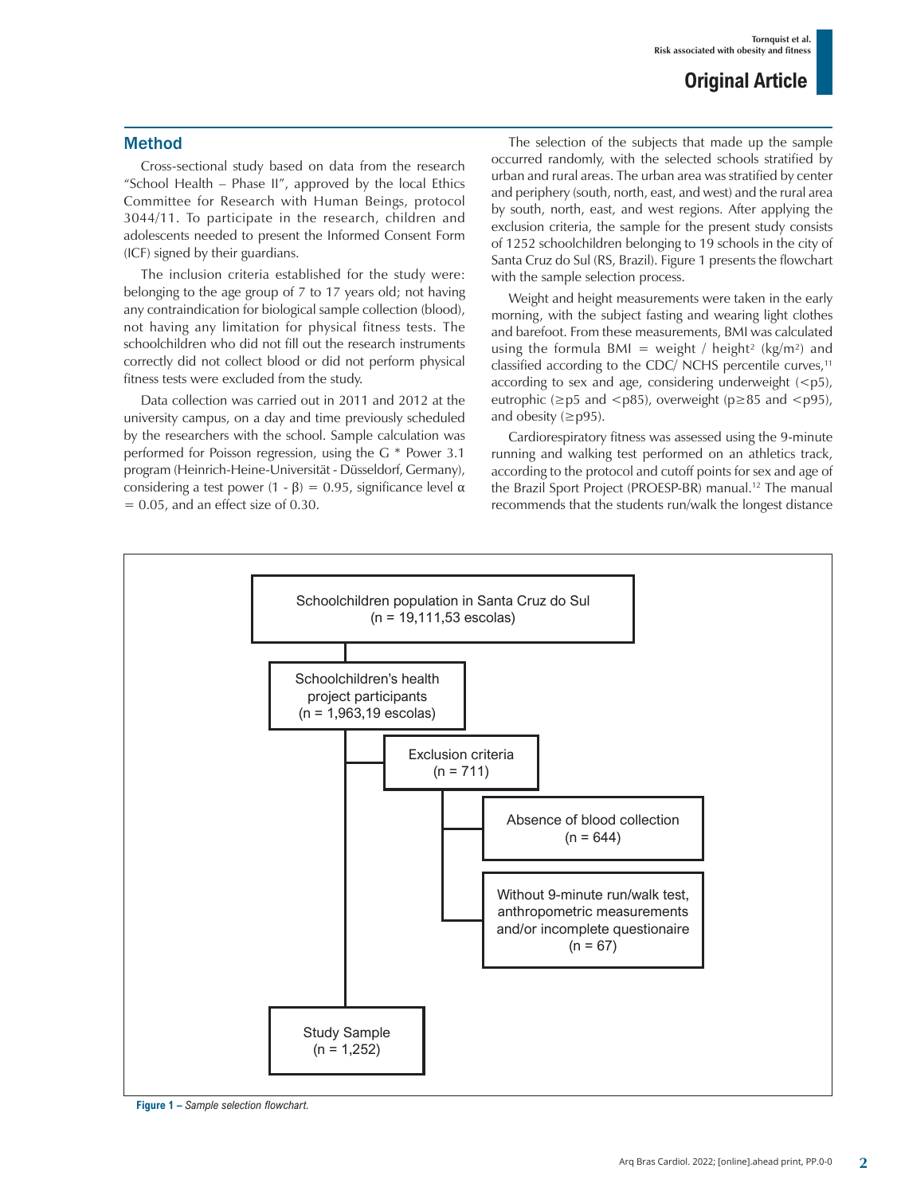## Method

Cross-sectional study based on data from the research "School Health – Phase II", approved by the local Ethics Committee for Research with Human Beings, protocol 3044/11. To participate in the research, children and adolescents needed to present the Informed Consent Form (ICF) signed by their guardians.

The inclusion criteria established for the study were: belonging to the age group of 7 to 17 years old; not having any contraindication for biological sample collection (blood), not having any limitation for physical fitness tests. The schoolchildren who did not fill out the research instruments correctly did not collect blood or did not perform physical fitness tests were excluded from the study.

Data collection was carried out in 2011 and 2012 at the university campus, on a day and time previously scheduled by the researchers with the school. Sample calculation was performed for Poisson regression, using the G * Power 3.1 program (Heinrich-Heine-Universität - Düsseldorf, Germany), considering a test power (1 - β) = 0.95, significance level α = 0.05, and an effect size of 0.30.

The selection of the subjects that made up the sample occurred randomly, with the selected schools stratified by urban and rural areas. The urban area was stratified by center and periphery (south, north, east, and west) and the rural area by south, north, east, and west regions. After applying the exclusion criteria, the sample for the present study consists of 1252 schoolchildren belonging to 19 schools in the city of Santa Cruz do Sul (RS, Brazil). Figure 1 presents the flowchart with the sample selection process.

Weight and height measurements were taken in the early morning, with the subject fasting and wearing light clothes and barefoot. From these measurements, BMI was calculated using the formula BMI = weight / height$^2$ (kg/m$^2$) and classified according to the CDC/ NCHS percentile curves,[11] according to sex and age, considering underweight (<p5), eutrophic (≥p5 and <p85), overweight (p≥85 and <p95), and obesity (≥p95).

Cardiorespiratory fitness was assessed using the 9-minute running and walking test performed on an athletics track, according to the protocol and cutoff points for sex and age of the Brazil Sport Project (PROESP-BR) manual.[12] The manual recommends that the students run/walk the longest distance

Schoolchildren population in Santa Cruz do Sul (n = 19,111,53 escolas)

Schoolchildren's health project participants (n = 1,963,19 escolas)

Exclusion criteria (n = 711)

Absence of blood collection (n = 644)

Without 9-minute run/walk test, anthropometric measurements and/or incomplete questionaire (n = 67)

Study Sample (n = 1,252)

**Figure 1 –** *Sample selection flowchart.*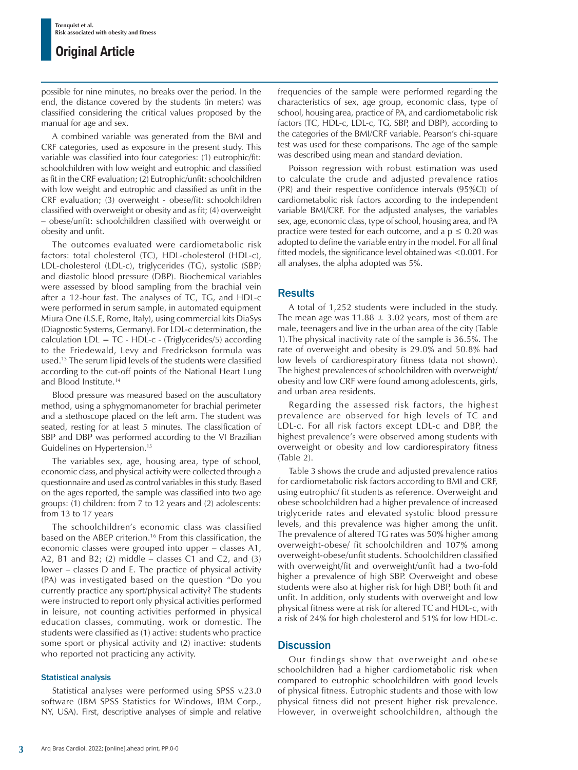possible for nine minutes, no breaks over the period. In the end, the distance covered by the students (in meters) was classified considering the critical values proposed by the manual for age and sex.

A combined variable was generated from the BMI and CRF categories, used as exposure in the present study. This variable was classified into four categories: (1) eutrophic/fit: schoolchildren with low weight and eutrophic and classified as fit in the CRF evaluation; (2) Eutrophic/unfit: schoolchildren with low weight and eutrophic and classified as unfit in the CRF evaluation; (3) overweight - obese/fit: schoolchildren classified with overweight or obesity and as fit; (4) overweight – obese/unfit: schoolchildren classified with overweight or obesity and unfit.

The outcomes evaluated were cardiometabolic risk factors: total cholesterol (TC), HDL-cholesterol (HDL-c), LDL-cholesterol (LDL-c), triglycerides (TG), systolic (SBP) and diastolic blood pressure (DBP). Biochemical variables were assessed by blood sampling from the brachial vein after a 12-hour fast. The analyses of TC, TG, and HDL-c were performed in serum sample, in automated equipment Miura One (I.S.E, Rome, Italy), using commercial kits DiaSys (Diagnostic Systems, Germany). For LDL-c determination, the calculation LDL = TC - HDL-c - (Triglycerides/5) according to the Friedewald, Levy and Fredrickson formula was used.[13] The serum lipid levels of the students were classified according to the cut-off points of the National Heart Lung and Blood Institute.[14]

Blood pressure was measured based on the auscultatory method, using a sphygmomanometer for brachial perimeter and a stethoscope placed on the left arm. The student was seated, resting for at least 5 minutes. The classification of SBP and DBP was performed according to the VI Brazilian Guidelines on Hypertension.[15]

The variables sex, age, housing area, type of school, economic class, and physical activity were collected through a questionnaire and used as control variables in this study. Based on the ages reported, the sample was classified into two age groups: (1) children: from 7 to 12 years and (2) adolescents: from 13 to 17 years

The schoolchildren's economic class was classified based on the ABEP criterion.[16] From this classification, the economic classes were grouped into upper – classes A1, A2, B1 and B2; (2) middle – classes C1 and C2, and (3) lower – classes D and E. The practice of physical activity (PA) was investigated based on the question "Do you currently practice any sport/physical activity? The students were instructed to report only physical activities performed in leisure, not counting activities performed in physical education classes, commuting, work or domestic. The students were classified as (1) active: students who practice some sport or physical activity and (2) inactive: students who reported not practicing any activity.

### Statistical analysis

Statistical analyses were performed using SPSS v.23.0 software (IBM SPSS Statistics for Windows, IBM Corp., NY, USA). First, descriptive analyses of simple and relative frequencies of the sample were performed regarding the characteristics of sex, age group, economic class, type of school, housing area, practice of PA, and cardiometabolic risk factors (TC, HDL-c, LDL-c, TG, SBP, and DBP), according to the categories of the BMI/CRF variable. Pearson's chi-square test was used for these comparisons. The age of the sample was described using mean and standard deviation.

Poisson regression with robust estimation was used to calculate the crude and adjusted prevalence ratios (PR) and their respective confidence intervals (95%CI) of cardiometabolic risk factors according to the independent variable BMI/CRF. For the adjusted analyses, the variables sex, age, economic class, type of school, housing area, and PA practice were tested for each outcome, and a $p \leq 0.20$ was adopted to define the variable entry in the model. For all final fitted models, the significance level obtained was <0.001. For all analyses, the alpha adopted was 5%.

## Results

A total of 1,252 students were included in the study. The mean age was $11.88 \pm 3.02$ years, most of them are male, teenagers and live in the urban area of the city (Table 1).The physical inactivity rate of the sample is 36.5%. The rate of overweight and obesity is 29.0% and 50.8% had low levels of cardiorespiratory fitness (data not shown). The highest prevalences of schoolchildren with overweight/obesity and low CRF were found among adolescents, girls, and urban area residents.

Regarding the assessed risk factors, the highest prevalence are observed for high levels of TC and LDL-c. For all risk factors except LDL-c and DBP, the highest prevalence's were observed among students with overweight or obesity and low cardiorespiratory fitness (Table 2).

Table 3 shows the crude and adjusted prevalence ratios for cardiometabolic risk factors according to BMI and CRF, using eutrophic/ fit students as reference. Overweight and obese schoolchildren had a higher prevalence of increased triglyceride rates and elevated systolic blood pressure levels, and this prevalence was higher among the unfit. The prevalence of altered TG rates was 50% higher among overweight-obese/ fit schoolchildren and 107% among overweight-obese/unfit students. Schoolchildren classified with overweight/fit and overweight/unfit had a two-fold higher a prevalence of high SBP. Overweight and obese students were also at higher risk for high DBP, both fit and unfit. In addition, only students with overweight and low physical fitness were at risk for altered TC and HDL-c, with a risk of 24% for high cholesterol and 51% for low HDL-c.

## Discussion

Our findings show that overweight and obese schoolchildren had a higher cardiometabolic risk when compared to eutrophic schoolchildren with good levels of physical fitness. Eutrophic students and those with low physical fitness did not present higher risk prevalence. However, in overweight schoolchildren, although the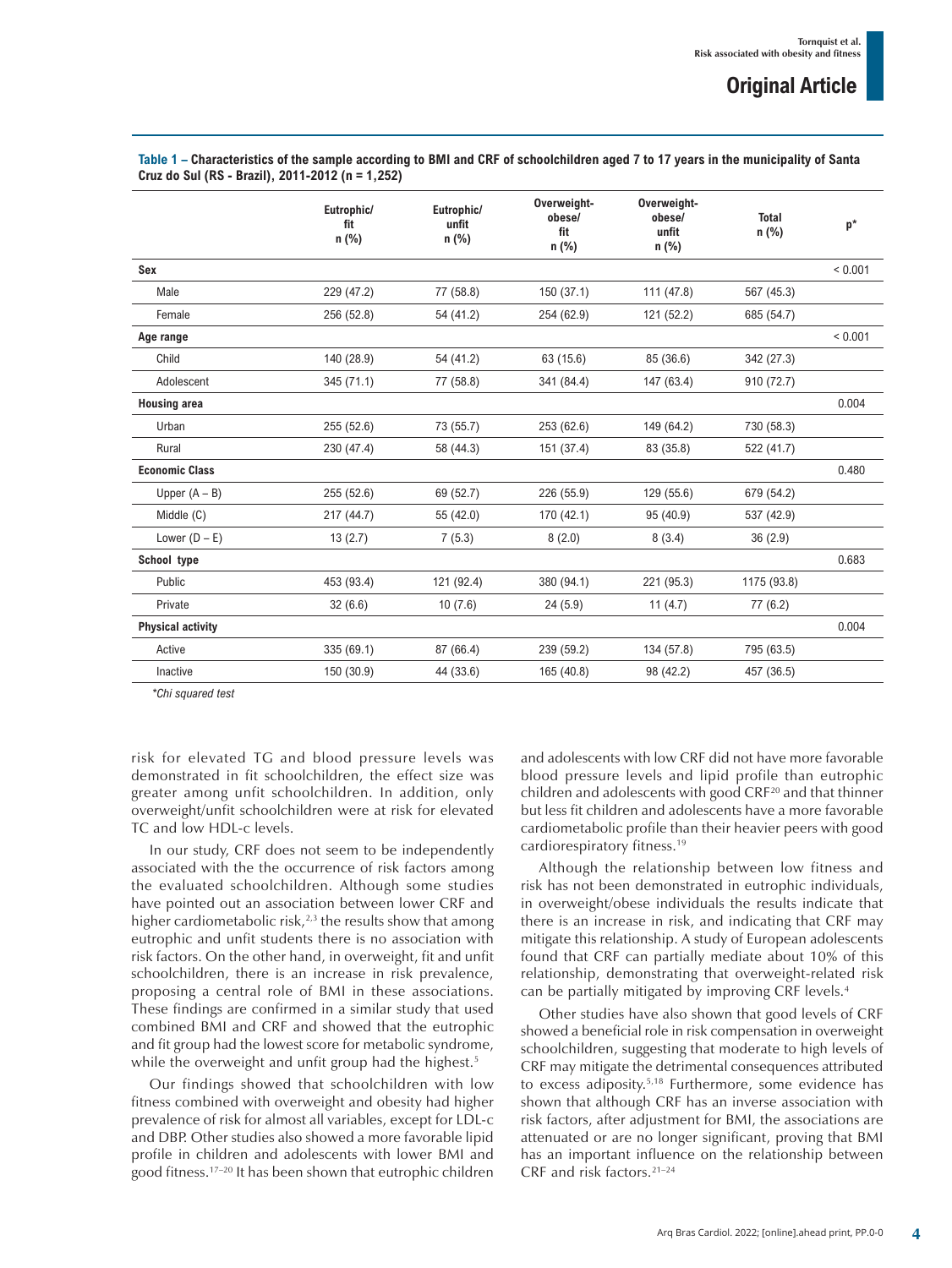**Table 1 – Characteristics of the sample according to BMI and CRF of schoolchildren aged 7 to 17 years in the municipality of Santa Cruz do Sul (RS - Brazil), 2011-2012 (n = 1,252)**

| | Eutrophic/ fit n (%) | Eutrophic/ unfit n (%) | Overweight-obese/ fit n (%) | Overweight-obese/ unfit n (%) | Total n (%) | p* |
|---|---|---|---|---|---|---|
| **Sex** | | | | | | < 0.001 |
| Male | 229 (47.2) | 77 (58.8) | 150 (37.1) | 111 (47.8) | 567 (45.3) | |
| Female | 256 (52.8) | 54 (41.2) | 254 (62.9) | 121 (52.2) | 685 (54.7) | |
| **Age range** | | | | | | < 0.001 |
| Child | 140 (28.9) | 54 (41.2) | 63 (15.6) | 85 (36.6) | 342 (27.3) | |
| Adolescent | 345 (71.1) | 77 (58.8) | 341 (84.4) | 147 (63.4) | 910 (72.7) | |
| **Housing area** | | | | | | 0.004 |
| Urban | 255 (52.6) | 73 (55.7) | 253 (62.6) | 149 (64.2) | 730 (58.3) | |
| Rural | 230 (47.4) | 58 (44.3) | 151 (37.4) | 83 (35.8) | 522 (41.7) | |
| **Economic Class** | | | | | | 0.480 |
| Upper (A – B) | 255 (52.6) | 69 (52.7) | 226 (55.9) | 129 (55.6) | 679 (54.2) | |
| Middle (C) | 217 (44.7) | 55 (42.0) | 170 (42.1) | 95 (40.9) | 537 (42.9) | |
| Lower (D – E) | 13 (2.7) | 7 (5.3) | 8 (2.0) | 8 (3.4) | 36 (2.9) | |
| **School type** | | | | | | 0.683 |
| Public | 453 (93.4) | 121 (92.4) | 380 (94.1) | 221 (95.3) | 1175 (93.8) | |
| Private | 32 (6.6) | 10 (7.6) | 24 (5.9) | 11 (4.7) | 77 (6.2) | |
| **Physical activity** | | | | | | 0.004 |
| Active | 335 (69.1) | 87 (66.4) | 239 (59.2) | 134 (57.8) | 795 (63.5) | |
| Inactive | 150 (30.9) | 44 (33.6) | 165 (40.8) | 98 (42.2) | 457 (36.5) | |

*\*Chi squared test*

risk for elevated TG and blood pressure levels was demonstrated in fit schoolchildren, the effect size was greater among unfit schoolchildren. In addition, only overweight/unfit schoolchildren were at risk for elevated TC and low HDL-c levels.

In our study, CRF does not seem to be independently associated with the the occurrence of risk factors among the evaluated schoolchildren. Although some studies have pointed out an association between lower CRF and higher cardiometabolic risk,[2,3] the results show that among eutrophic and unfit students there is no association with risk factors. On the other hand, in overweight, fit and unfit schoolchildren, there is an increase in risk prevalence, proposing a central role of BMI in these associations. These findings are confirmed in a similar study that used combined BMI and CRF and showed that the eutrophic and fit group had the lowest score for metabolic syndrome, while the overweight and unfit group had the highest.[5]

Our findings showed that schoolchildren with low fitness combined with overweight and obesity had higher prevalence of risk for almost all variables, except for LDL-c and DBP. Other studies also showed a more favorable lipid profile in children and adolescents with lower BMI and good fitness.[17–20] It has been shown that eutrophic children and adolescents with low CRF did not have more favorable blood pressure levels and lipid profile than eutrophic children and adolescents with good CRF[20] and that thinner but less fit children and adolescents have a more favorable cardiometabolic profile than their heavier peers with good cardiorespiratory fitness.[19]

Although the relationship between low fitness and risk has not been demonstrated in eutrophic individuals, in overweight/obese individuals the results indicate that there is an increase in risk, and indicating that CRF may mitigate this relationship. A study of European adolescents found that CRF can partially mediate about 10% of this relationship, demonstrating that overweight-related risk can be partially mitigated by improving CRF levels.[4]

Other studies have also shown that good levels of CRF showed a beneficial role in risk compensation in overweight schoolchildren, suggesting that moderate to high levels of CRF may mitigate the detrimental consequences attributed to excess adiposity.[5,18] Furthermore, some evidence has shown that although CRF has an inverse association with risk factors, after adjustment for BMI, the associations are attenuated or are no longer significant, proving that BMI has an important influence on the relationship between CRF and risk factors.[21–24]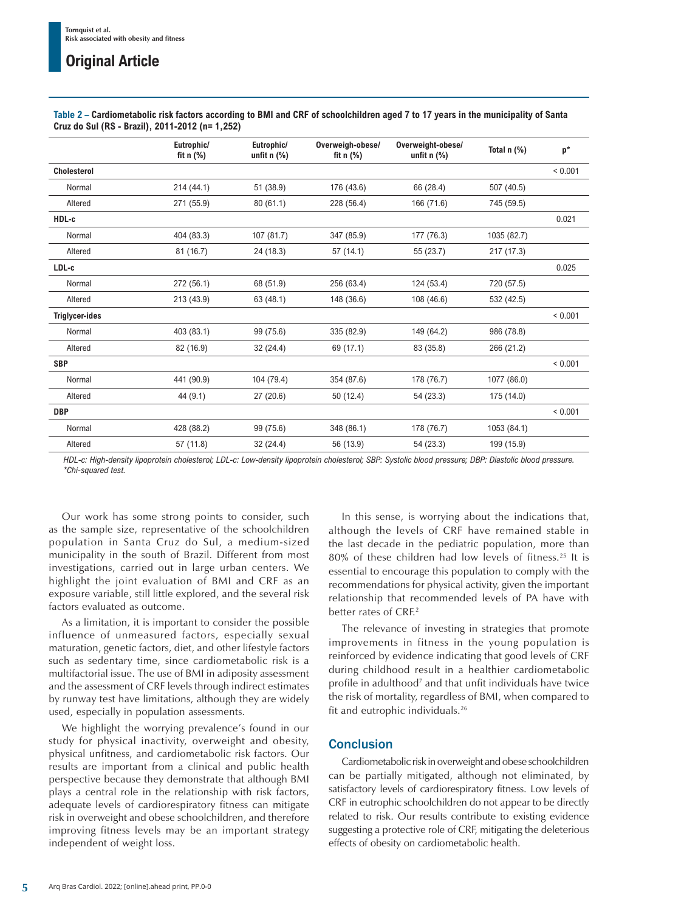**Table 2 – Cardiometabolic risk factors according to BMI and CRF of schoolchildren aged 7 to 17 years in the municipality of Santa Cruz do Sul (RS - Brazil), 2011-2012 (n= 1,252)**

| | Eutrophic/ fit n (%) | Eutrophic/ unfit n (%) | Overweigh-obese/ fit n (%) | Overweight-obese/ unfit n (%) | Total n (%) | p* |
|---|---|---|---|---|---|---|
| **Cholesterol** | | | | | | < 0.001 |
| Normal | 214 (44.1) | 51 (38.9) | 176 (43.6) | 66 (28.4) | 507 (40.5) | |
| Altered | 271 (55.9) | 80 (61.1) | 228 (56.4) | 166 (71.6) | 745 (59.5) | |
| **HDL-c** | | | | | | 0.021 |
| Normal | 404 (83.3) | 107 (81.7) | 347 (85.9) | 177 (76.3) | 1035 (82.7) | |
| Altered | 81 (16.7) | 24 (18.3) | 57 (14.1) | 55 (23.7) | 217 (17.3) | |
| **LDL-c** | | | | | | 0.025 |
| Normal | 272 (56.1) | 68 (51.9) | 256 (63.4) | 124 (53.4) | 720 (57.5) | |
| Altered | 213 (43.9) | 63 (48.1) | 148 (36.6) | 108 (46.6) | 532 (42.5) | |
| **Triglycer-ides** | | | | | | < 0.001 |
| Normal | 403 (83.1) | 99 (75.6) | 335 (82.9) | 149 (64.2) | 986 (78.8) | |
| Altered | 82 (16.9) | 32 (24.4) | 69 (17.1) | 83 (35.8) | 266 (21.2) | |
| **SBP** | | | | | | < 0.001 |
| Normal | 441 (90.9) | 104 (79.4) | 354 (87.6) | 178 (76.7) | 1077 (86.0) | |
| Altered | 44 (9.1) | 27 (20.6) | 50 (12.4) | 54 (23.3) | 175 (14.0) | |
| **DBP** | | | | | | < 0.001 |
| Normal | 428 (88.2) | 99 (75.6) | 348 (86.1) | 178 (76.7) | 1053 (84.1) | |
| Altered | 57 (11.8) | 32 (24.4) | 56 (13.9) | 54 (23.3) | 199 (15.9) | |

*HDL-c: High-density lipoprotein cholesterol; LDL-c: Low-density lipoprotein cholesterol; SBP: Systolic blood pressure; DBP: Diastolic blood pressure. *Chi-squared test.*

Our work has some strong points to consider, such as the sample size, representative of the schoolchildren population in Santa Cruz do Sul, a medium-sized municipality in the south of Brazil. Different from most investigations, carried out in large urban centers. We highlight the joint evaluation of BMI and CRF as an exposure variable, still little explored, and the several risk factors evaluated as outcome.

As a limitation, it is important to consider the possible influence of unmeasured factors, especially sexual maturation, genetic factors, diet, and other lifestyle factors such as sedentary time, since cardiometabolic risk is a multifactorial issue. The use of BMI in adiposity assessment and the assessment of CRF levels through indirect estimates by runway test have limitations, although they are widely used, especially in population assessments.

We highlight the worrying prevalence's found in our study for physical inactivity, overweight and obesity, physical unfitness, and cardiometabolic risk factors. Our results are important from a clinical and public health perspective because they demonstrate that although BMI plays a central role in the relationship with risk factors, adequate levels of cardiorespiratory fitness can mitigate risk in overweight and obese schoolchildren, and therefore improving fitness levels may be an important strategy independent of weight loss.

In this sense, is worrying about the indications that, although the levels of CRF have remained stable in the last decade in the pediatric population, more than 80% of these children had low levels of fitness.[25] It is essential to encourage this population to comply with the recommendations for physical activity, given the important relationship that recommended levels of PA have with better rates of CRF.[2]

The relevance of investing in strategies that promote improvements in fitness in the young population is reinforced by evidence indicating that good levels of CRF during childhood result in a healthier cardiometabolic profile in adulthood[7] and that unfit individuals have twice the risk of mortality, regardless of BMI, when compared to fit and eutrophic individuals.[26]

## Conclusion

Cardiometabolic risk in overweight and obese schoolchildren can be partially mitigated, although not eliminated, by satisfactory levels of cardiorespiratory fitness. Low levels of CRF in eutrophic schoolchildren do not appear to be directly related to risk. Our results contribute to existing evidence suggesting a protective role of CRF, mitigating the deleterious effects of obesity on cardiometabolic health.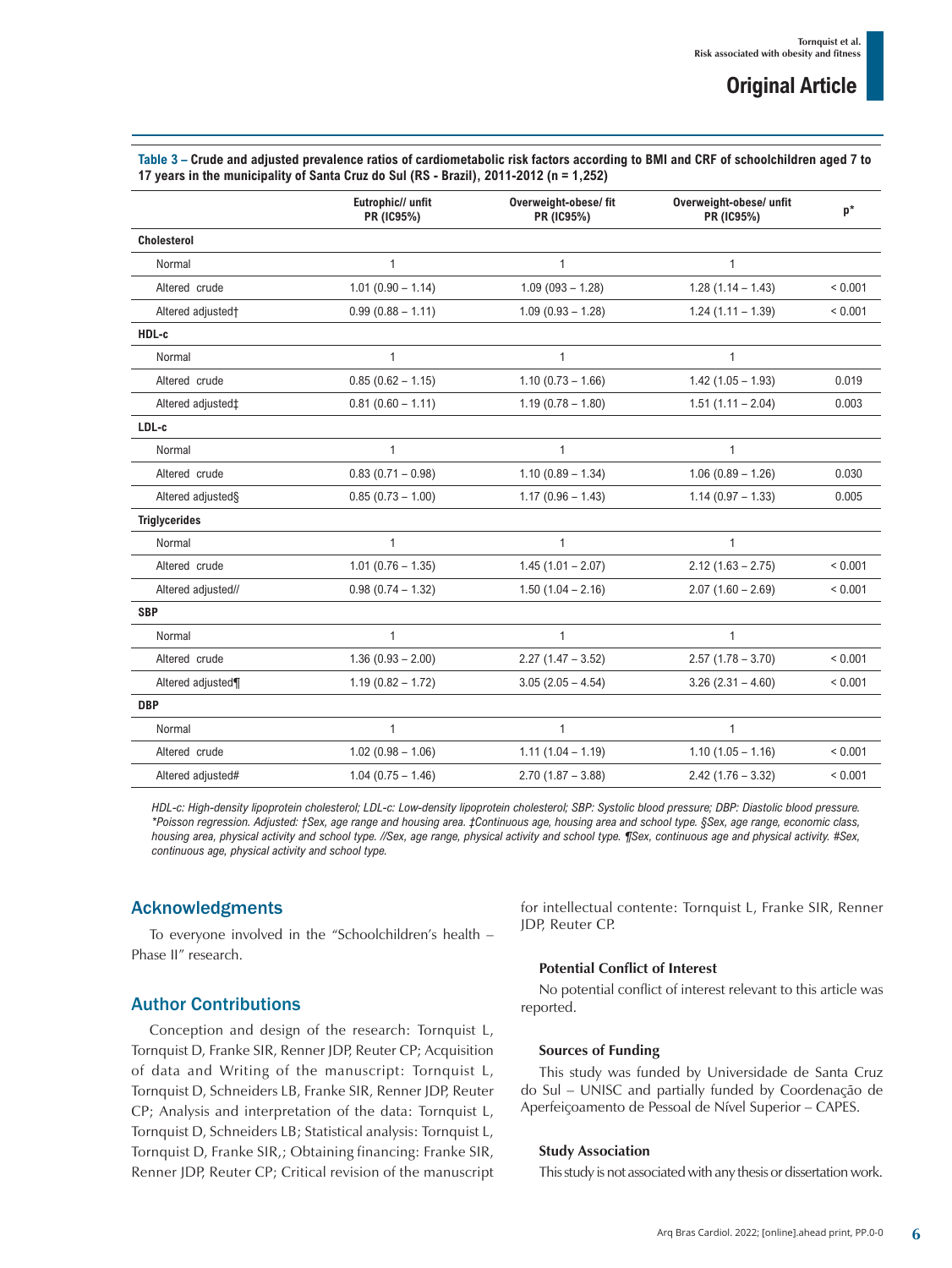**Table 3 – Crude and adjusted prevalence ratios of cardiometabolic risk factors according to BMI and CRF of schoolchildren aged 7 to 17 years in the municipality of Santa Cruz do Sul (RS - Brazil), 2011-2012 (n = 1,252)**

| | Eutrophic// unfit PR (IC95%) | Overweight-obese/ fit PR (IC95%) | Overweight-obese/ unfit PR (IC95%) | p* |
|---|---|---|---|---|
| **Cholesterol** | | | | |
| Normal | 1 | 1 | 1 | |
| Altered crude | 1.01 (0.90 – 1.14) | 1.09 (093 – 1.28) | 1.28 (1.14 – 1.43) | < 0.001 |
| Altered adjusted† | 0.99 (0.88 – 1.11) | 1.09 (0.93 – 1.28) | 1.24 (1.11 – 1.39) | < 0.001 |
| **HDL-c** | | | | |
| Normal | 1 | 1 | 1 | |
| Altered crude | 0.85 (0.62 – 1.15) | 1.10 (0.73 – 1.66) | 1.42 (1.05 – 1.93) | 0.019 |
| Altered adjusted‡ | 0.81 (0.60 – 1.11) | 1.19 (0.78 – 1.80) | 1.51 (1.11 – 2.04) | 0.003 |
| **LDL-c** | | | | |
| Normal | 1 | 1 | 1 | |
| Altered crude | 0.83 (0.71 – 0.98) | 1.10 (0.89 – 1.34) | 1.06 (0.89 – 1.26) | 0.030 |
| Altered adjusted§ | 0.85 (0.73 – 1.00) | 1.17 (0.96 – 1.43) | 1.14 (0.97 – 1.33) | 0.005 |
| **Triglycerides** | | | | |
| Normal | 1 | 1 | 1 | |
| Altered crude | 1.01 (0.76 – 1.35) | 1.45 (1.01 – 2.07) | 2.12 (1.63 – 2.75) | < 0.001 |
| Altered adjusted// | 0.98 (0.74 – 1.32) | 1.50 (1.04 – 2.16) | 2.07 (1.60 – 2.69) | < 0.001 |
| **SBP** | | | | |
| Normal | 1 | 1 | 1 | |
| Altered crude | 1.36 (0.93 – 2.00) | 2.27 (1.47 – 3.52) | 2.57 (1.78 – 3.70) | < 0.001 |
| Altered adjusted¶ | 1.19 (0.82 – 1.72) | 3.05 (2.05 – 4.54) | 3.26 (2.31 – 4.60) | < 0.001 |
| **DBP** | | | | |
| Normal | 1 | 1 | 1 | |
| Altered crude | 1.02 (0.98 – 1.06) | 1.11 (1.04 – 1.19) | 1.10 (1.05 – 1.16) | < 0.001 |
| Altered adjusted# | 1.04 (0.75 – 1.46) | 2.70 (1.87 – 3.88) | 2.42 (1.76 – 3.32) | < 0.001 |

*HDL-c: High-density lipoprotein cholesterol; LDL-c: Low-density lipoprotein cholesterol; SBP: Systolic blood pressure; DBP: Diastolic blood pressure. *Poisson regression. Adjusted: †Sex, age range and housing area. ‡Continuous age, housing area and school type. §Sex, age range, economic class, housing area, physical activity and school type. //Sex, age range, physical activity and school type. ¶Sex, continuous age and physical activity. #Sex, continuous age, physical activity and school type.*

## Acknowledgments

To everyone involved in the "Schoolchildren's health – Phase II" research.

## Author Contributions

Conception and design of the research: Tornquist L, Tornquist D, Franke SIR, Renner JDP, Reuter CP; Acquisition of data and Writing of the manuscript: Tornquist L, Tornquist D, Schneiders LB, Franke SIR, Renner JDP, Reuter CP; Analysis and interpretation of the data: Tornquist L, Tornquist D, Schneiders LB; Statistical analysis: Tornquist L, Tornquist D, Franke SIR,; Obtaining financing: Franke SIR, Renner JDP, Reuter CP; Critical revision of the manuscript for intellectual contente: Tornquist L, Franke SIR, Renner JDP, Reuter CP.

### Potential Conflict of Interest

No potential conflict of interest relevant to this article was reported.

### Sources of Funding

This study was funded by Universidade de Santa Cruz do Sul – UNISC and partially funded by Coordenação de Aperfeiçoamento de Pessoal de Nível Superior – CAPES.

### Study Association

This study is not associated with any thesis or dissertation work.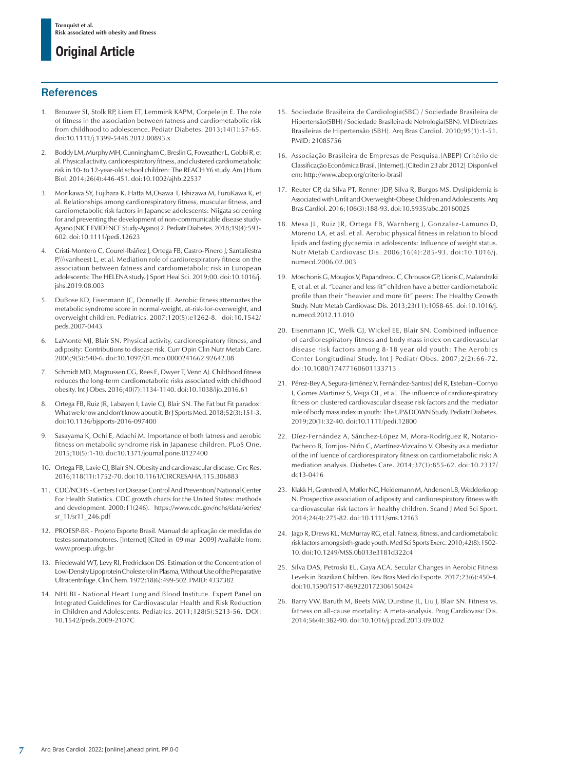## References

1. Brouwer SI, Stolk RP, Liem ET, Lemmink KAPM, Corpeleijn E. The role of fitness in the association between fatness and cardiometabolic risk from childhood to adolescence. Pediatr Diabetes. 2013;14(1):57-65. doi:10.1111/j.1399-5448.2012.00893.x

2. Boddy LM, Murphy MH, Cunningham C, Breslin G, Foweather L, Gobbi R, et al. Physical activity, cardiorespiratory fitness, and clustered cardiometabolic risk in 10- to 12-year-old school children: The REACH Y6 study. Am J Hum Biol. 2014;26(4):446-451. doi:10.1002/ajhb.22537

3. Morikawa SY, Fujihara K, Hatta M,Osawa T, Ishizawa M, FuruKawa K, et al. Relationships among cardiorespiratory fitness, muscular fitness, and cardiometabolic risk factors in Japanese adolescents: Niigata screening for and preventing the development of non-communicable disease study-Agano (NICE EVIDENCE Study-Agano) 2. Pediatr Diabetes. 2018;19(4):593-602. doi:10.1111/pedi.12623

4. Cristi-Montero C, Courel-Ibáñez J, Ortega FB, Castro-Pinero J, Santaliestra P,\\\vanheest L, et al. Mediation role of cardiorespiratory fitness on the association between fatness and cardiometabolic risk in European adolescents: The HELENA study. J Sport Heal Sci. 2019;00. doi:10.1016/j.jshs.2019.08.003

5. DuBose KD, Eisenmann JC, Donnelly JE. Aerobic fitness attenuates the metabolic syndrome score in normal-weight, at-risk-for-overweight, and overweight children. Pediatrics. 2007;120(5):e1262-8. doi:10.1542/peds.2007-0443

6. LaMonte MJ, Blair SN. Physical activity, cardiorespiratory fitness, and adiposity: Contributions to disease risk. Curr Opin Clin Nutr Metab Care. 2006;9(5):540-6. doi:10.1097/01.mco.0000241662.92642.08

7. Schmidt MD, Magnussen CG, Rees E, Dwyer T, Venn AJ. Childhood fitness reduces the long-term cardiometabolic risks associated with childhood obesity. Int J Obes. 2016;40(7):1134-1140. doi:10.1038/ijo.2016.61

8. Ortega FB, Ruiz JR, Labayen I, Lavie CJ, Blair SN. The Fat but Fit paradox: What we know and don't know about it. Br J Sports Med. 2018;52(3):151-3. doi:10.1136/bjsports-2016-097400

9. Sasayama K, Ochi E, Adachi M. Importance of both fatness and aerobic fitness on metabolic syndrome risk in Japanese children. PLoS One. 2015;10(5):1-10. doi:10.1371/journal.pone.0127400

10. Ortega FB, Lavie CJ, Blair SN. Obesity and cardiovascular disease. Circ Res. 2016;118(11):1752-70. doi:10.1161/CIRCRESAHA.115.306883

11. CDC/NCHS - Centers For Disease Control And Prevention/ National Center For Health Statistics. CDC growth charts for the United States: methods and development. 2000;11(246). https://www.cdc.gov/nchs/data/series/sr_11/sr11_246.pdf

12. PROESP-BR - Projeto Esporte Brasil. Manual de aplicação de medidas de testes somatomotores. [Internet] [Cited in 09 mar 2009] Available from: www.proesp.ufrgs.br

13. Friedewald WT, Levy RI, Fredrickson DS. Estimation of the Concentration of Low-Density Lipoprotein Cholesterol in Plasma, Without Use of the Preparative Ultracentrifuge. Clin Chem. 1972;18(6):499-502. PMID: 4337382

14. NHLBI - National Heart Lung and Blood Institute. Expert Panel on Integrated Guidelines for Cardiovascular Health and Risk Reduction in Children and Adolescents. Pediatrics. 2011;128(5):S213-56. DOI: 10.1542/peds.2009-2107C

15. Sociedade Brasileira de Cardiologia(SBC) / Sociedade Brasileira de Hipertensão(SBH) / Sociedade Brasileira de Nefrologia(SBN). VI Diretrizes Brasileiras de Hipertensão (SBH). Arq Bras Cardiol. 2010;95(1):1-51. PMID: 21085756

16. Associação Brasileira de Empresas de Pesquisa.(ABEP) Critério de Classificação Econômica Brasil. [Internet]. [Cited in 23 abr 2012] Disponível em: http://www.abep.org/criterio-brasil

17. Reuter CP, da Silva PT, Renner JDP, Silva R, Burgos MS. Dyslipidemia is Associated with Unfit and Overweight-Obese Children and Adolescents. Arq Bras Cardiol. 2016;106(3):188-93. doi:10.5935/abc.20160025

18. Mesa JL, Ruiz JR, Ortega FB, Warnberg J, Gonzalez-Lamuno D, Moreno LA, et asl. et al. Aerobic physical fitness in relation to blood lipids and fasting glycaemia in adolescents: Influence of weight status. Nutr Metab Cardiovasc Dis. 2006;16(4):285-93. doi:10.1016/j.numecd.2006.02.003

19. Moschonis G, Mougios V, Papandreou C, Chrousos GP, Lionis C, Malandraki E, et al. et al. "Leaner and less fit" children have a better cardiometabolic profile than their "heavier and more fit" peers: The Healthy Growth Study. Nutr Metab Cardiovasc Dis. 2013;23(11):1058-65. doi:10.1016/j.numecd.2012.11.010

20. Eisenmann JC, Welk GJ, Wickel EE, Blair SN. Combined influence of cardiorespiratory fitness and body mass index on cardiovascular disease risk factors among 8-18 year old youth: The Aerobics Center Longitudinal Study. Int J Pediatr Obes. 2007;2(2):66-72. doi:10.1080/17477160601133713

21. Pérez-Bey A, Segura-Jiménez V, Fernández-Santos J del R, Esteban –Cornyo I, Gomes Martinez S, Veiga OL, et al. The influence of cardiorespiratory fitness on clustered cardiovascular disease risk factors and the mediator role of body mass index in youth: The UP&DOWN Study. Pediatr Diabetes. 2019;20(1):32-40. doi:10.1111/pedi.12800

22. Díez-Fernández A, Sánchez-López M, Mora-Rodríguez R, Notario-Pacheco B, Torrijos- Niño C, Martínez-Vizcaíno V. Obesity as a mediator of the inf luence of cardiorespiratory fitness on cardiometabolic risk: A mediation analysis. Diabetes Care. 2014;37(3):855-62. doi:10.2337/dc13-0416

23. Klakk H, Grøntved A, Møller NC, Heidemann M, Andersen LB, Wedderkopp N. Prospective association of adiposity and cardiorespiratory fitness with cardiovascular risk factors in healthy children. Scand J Med Sci Sport. 2014;24(4):275-82. doi:10.1111/sms.12163

24. Jago R, Drews KL, McMurray RG, et al. Fatness, fitness, and cardiometabolic risk factors among sixth-grade youth. Med Sci Sports Exerc. 2010;42(8):1502-10. doi:10.1249/MSS.0b013e3181d322c4

25. Silva DAS, Petroski EL, Gaya ACA. Secular Changes in Aerobic Fitness Levels in Brazilian Children. Rev Bras Med do Esporte. 2017;23(6):450-4. doi:10.1590/1517-869220172306150424

26. Barry VW, Baruth M, Beets MW, Durstine JL, Liu J, Blair SN. Fitness vs. fatness on all-cause mortality: A meta-analysis. Prog Cardiovasc Dis. 2014;56(4):382-90. doi:10.1016/j.pcad.2013.09.002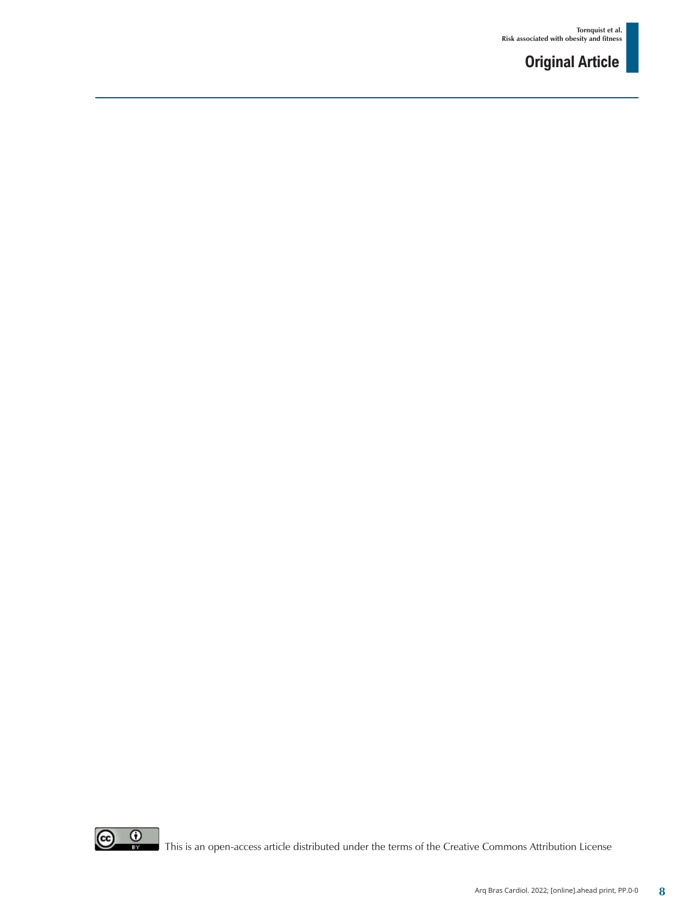This is an open-access article distributed under the terms of the Creative Commons Attribution License